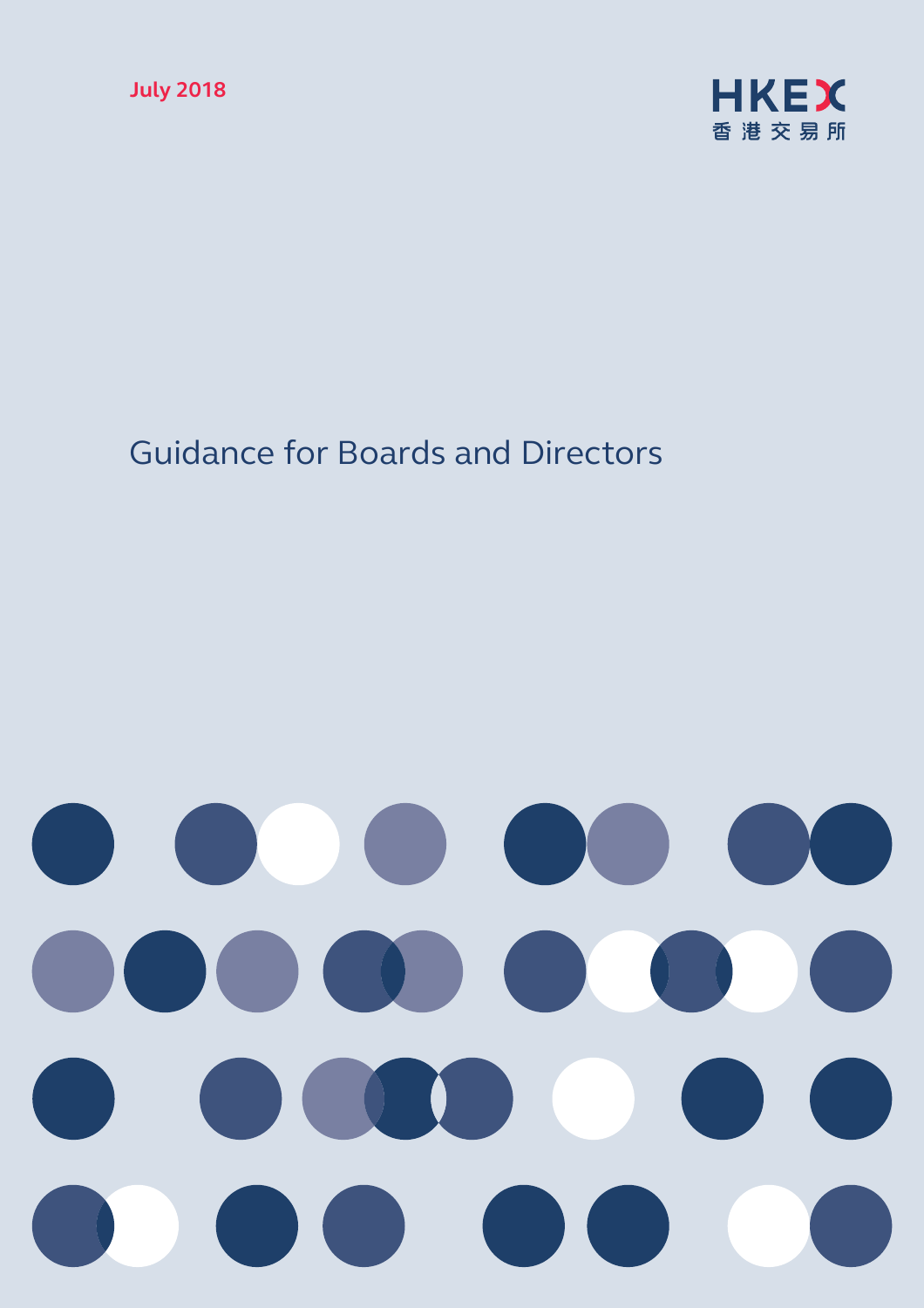July 2018

HKEX
香港交易所

# Guidance for Boards and Directors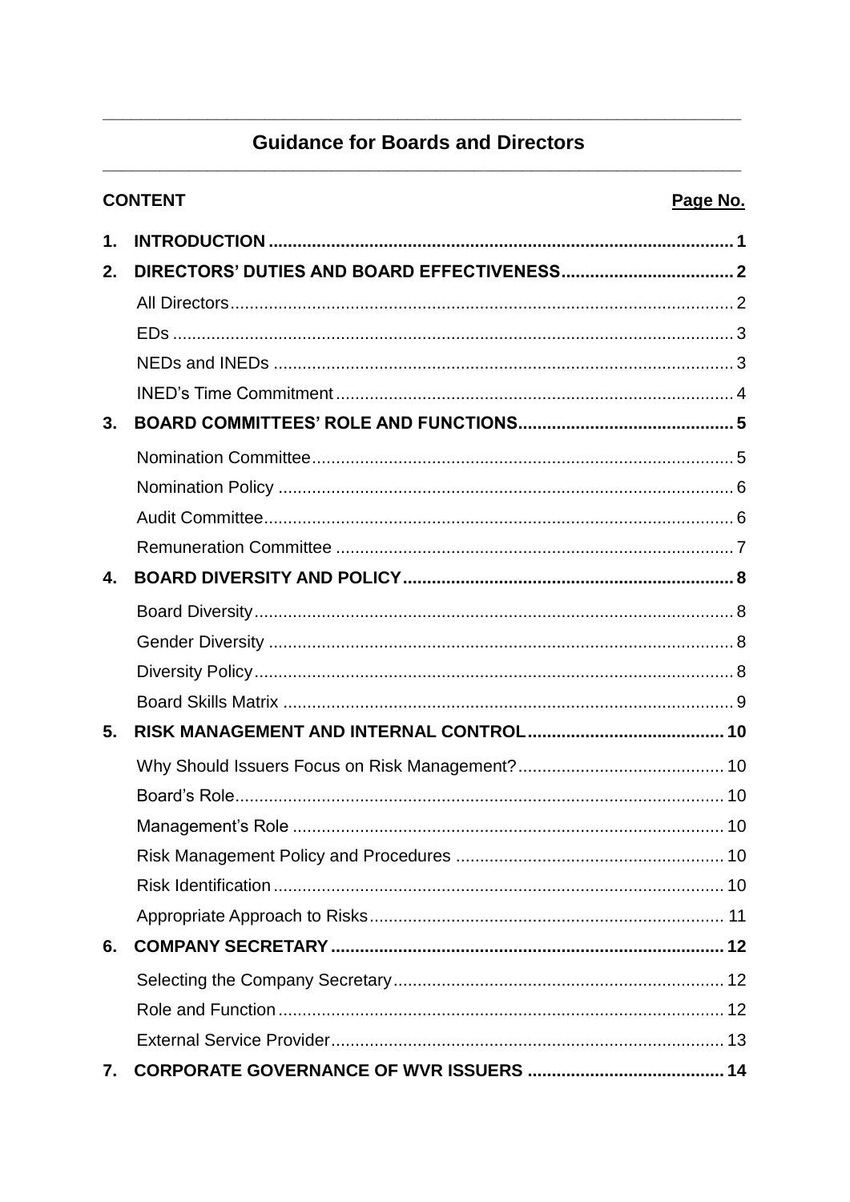# Guidance for Boards and Directors

| CONTENT | Page No. |
|---|---|
| **1. INTRODUCTION** | **1** |
| **2. DIRECTORS' DUTIES AND BOARD EFFECTIVENESS** | **2** |
| All Directors | 2 |
| EDs | 3 |
| NEDs and INEDs | 3 |
| INED's Time Commitment | 4 |
| **3. BOARD COMMITTEES' ROLE AND FUNCTIONS** | **5** |
| Nomination Committee | 5 |
| Nomination Policy | 6 |
| Audit Committee | 6 |
| Remuneration Committee | 7 |
| **4. BOARD DIVERSITY AND POLICY** | **8** |
| Board Diversity | 8 |
| Gender Diversity | 8 |
| Diversity Policy | 8 |
| Board Skills Matrix | 9 |
| **5. RISK MANAGEMENT AND INTERNAL CONTROL** | **10** |
| Why Should Issuers Focus on Risk Management? | 10 |
| Board's Role | 10 |
| Management's Role | 10 |
| Risk Management Policy and Procedures | 10 |
| Risk Identification | 10 |
| Appropriate Approach to Risks | 11 |
| **6. COMPANY SECRETARY** | **12** |
| Selecting the Company Secretary | 12 |
| Role and Function | 12 |
| External Service Provider | 13 |
| **7. CORPORATE GOVERNANCE OF WVR ISSUERS** | **14** |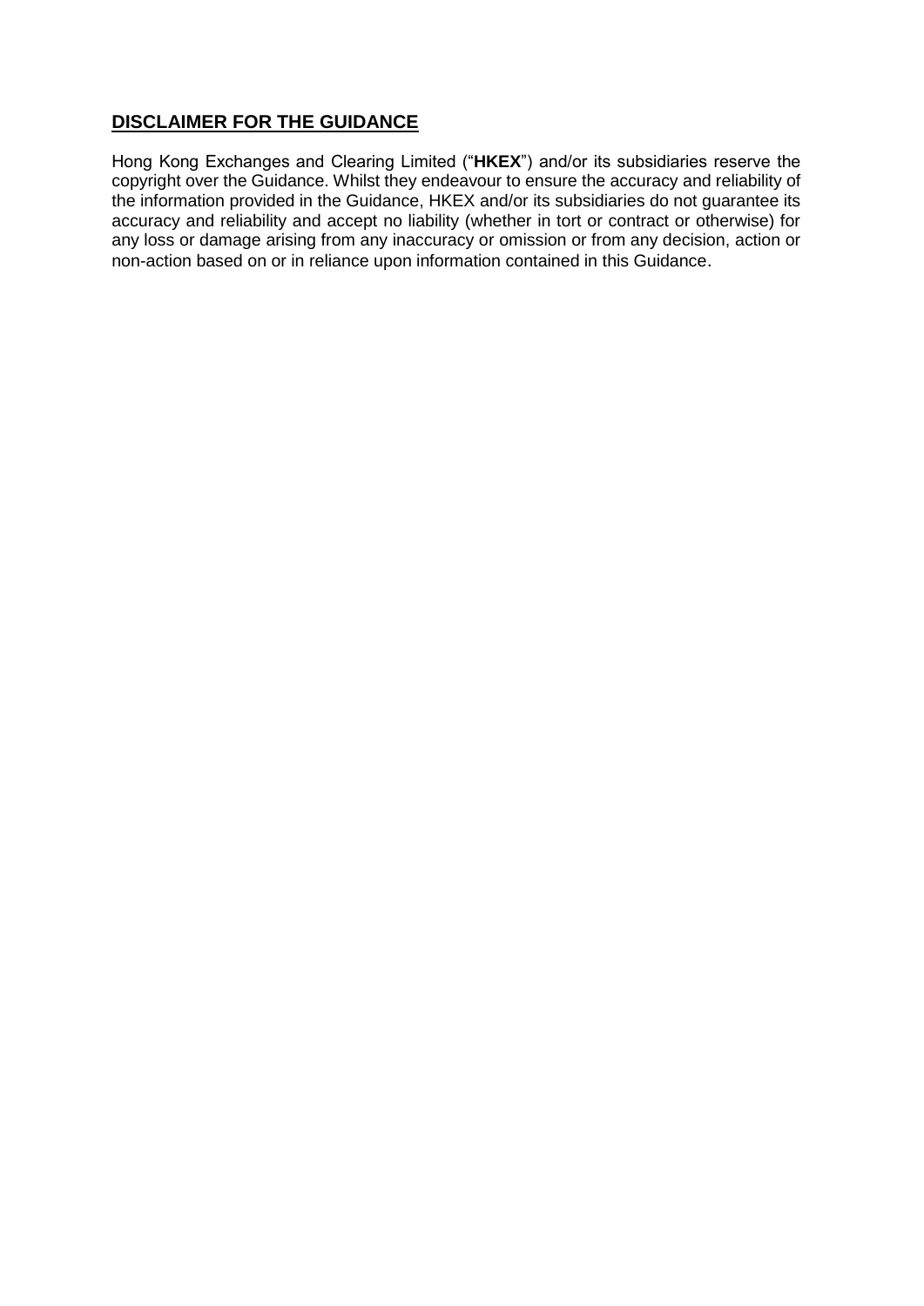## **DISCLAIMER FOR THE GUIDANCE**

Hong Kong Exchanges and Clearing Limited ("**HKEX**") and/or its subsidiaries reserve the copyright over the Guidance. Whilst they endeavour to ensure the accuracy and reliability of the information provided in the Guidance, HKEX and/or its subsidiaries do not guarantee its accuracy and reliability and accept no liability (whether in tort or contract or otherwise) for any loss or damage arising from any inaccuracy or omission or from any decision, action or non-action based on or in reliance upon information contained in this Guidance.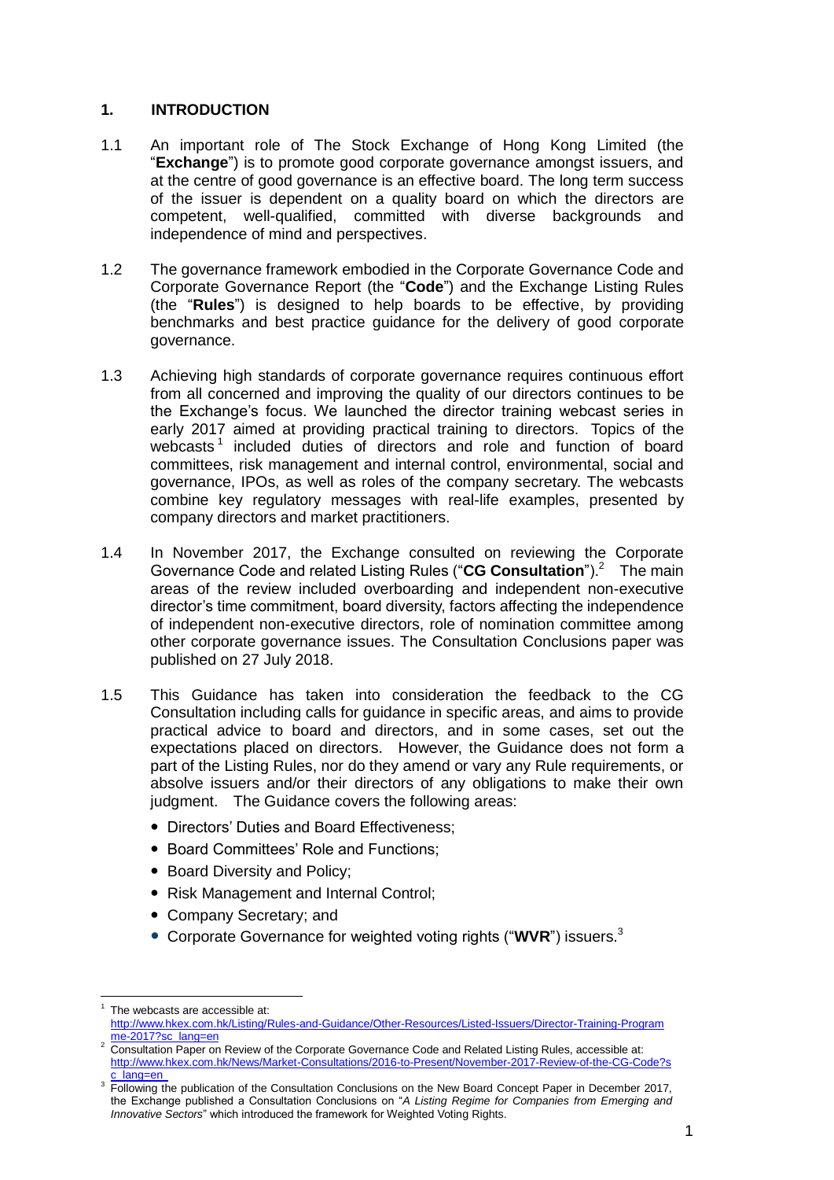## 1. INTRODUCTION

1.1 An important role of The Stock Exchange of Hong Kong Limited (the "**Exchange**") is to promote good corporate governance amongst issuers, and at the centre of good governance is an effective board. The long term success of the issuer is dependent on a quality board on which the directors are competent, well-qualified, committed with diverse backgrounds and independence of mind and perspectives.

1.2 The governance framework embodied in the Corporate Governance Code and Corporate Governance Report (the "**Code**") and the Exchange Listing Rules (the "**Rules**") is designed to help boards to be effective, by providing benchmarks and best practice guidance for the delivery of good corporate governance.

1.3 Achieving high standards of corporate governance requires continuous effort from all concerned and improving the quality of our directors continues to be the Exchange's focus. We launched the director training webcast series in early 2017 aimed at providing practical training to directors. Topics of the webcasts[1] included duties of directors and role and function of board committees, risk management and internal control, environmental, social and governance, IPOs, as well as roles of the company secretary. The webcasts combine key regulatory messages with real-life examples, presented by company directors and market practitioners.

1.4 In November 2017, the Exchange consulted on reviewing the Corporate Governance Code and related Listing Rules ("**CG Consultation**").[2] The main areas of the review included overboarding and independent non-executive director's time commitment, board diversity, factors affecting the independence of independent non-executive directors, role of nomination committee among other corporate governance issues. The Consultation Conclusions paper was published on 27 July 2018.

1.5 This Guidance has taken into consideration the feedback to the CG Consultation including calls for guidance in specific areas, and aims to provide practical advice to board and directors, and in some cases, set out the expectations placed on directors. However, the Guidance does not form a part of the Listing Rules, nor do they amend or vary any Rule requirements, or absolve issuers and/or their directors of any obligations to make their own judgment. The Guidance covers the following areas:

- Directors' Duties and Board Effectiveness;
- Board Committees' Role and Functions;
- Board Diversity and Policy;
- Risk Management and Internal Control;
- Company Secretary; and
- Corporate Governance for weighted voting rights ("**WVR**") issuers.[3]

---

[1] The webcasts are accessible at: http://www.hkex.com.hk/Listing/Rules-and-Guidance/Other-Resources/Listed-Issuers/Director-Training-Programme-2017?sc_lang=en

[2] Consultation Paper on Review of the Corporate Governance Code and Related Listing Rules, accessible at: http://www.hkex.com.hk/News/Market-Consultations/2016-to-Present/November-2017-Review-of-the-CG-Code?sc_lang=en

[3] Following the publication of the Consultation Conclusions on the New Board Concept Paper in December 2017, the Exchange published a Consultation Conclusions on "*A Listing Regime for Companies from Emerging and Innovative Sectors*" which introduced the framework for Weighted Voting Rights.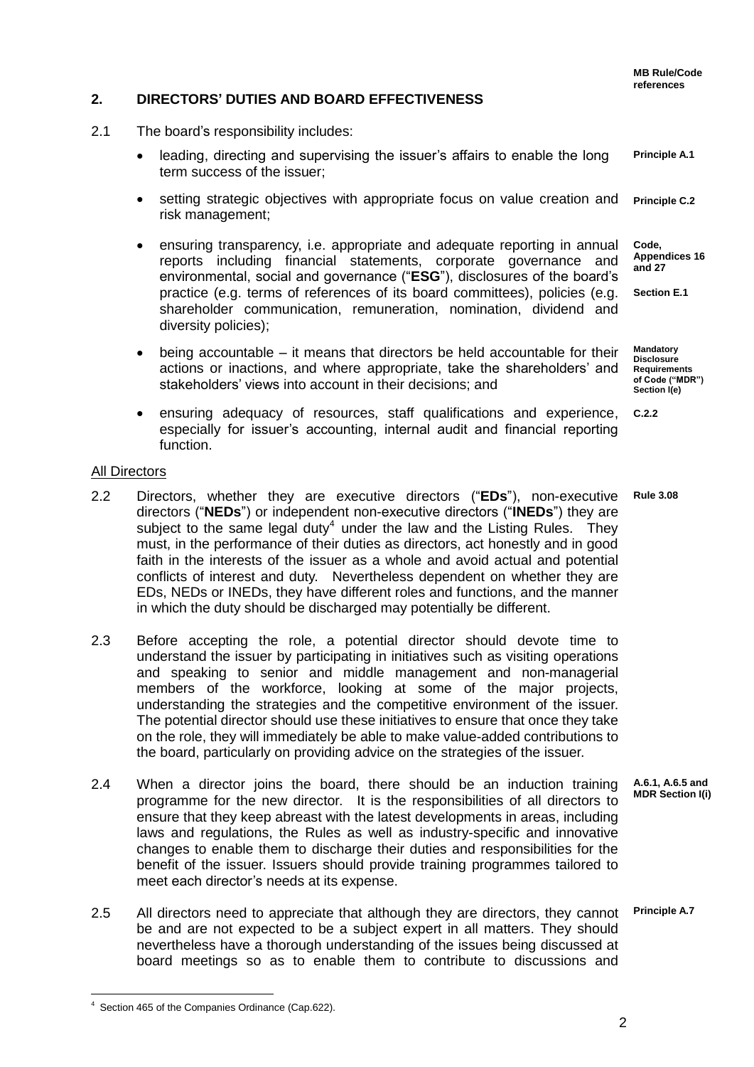## 2. DIRECTORS' DUTIES AND BOARD EFFECTIVENESS

**MB Rule/Code references**

2.1 The board's responsibility includes:

- leading, directing and supervising the issuer's affairs to enable the long term success of the issuer; **Principle A.1**
- setting strategic objectives with appropriate focus on value creation and risk management; **Principle C.2**
- ensuring transparency, i.e. appropriate and adequate reporting in annual reports including financial statements, corporate governance and environmental, social and governance ("**ESG**"), disclosures of the board's practice (e.g. terms of references of its board committees), policies (e.g. shareholder communication, remuneration, nomination, dividend and diversity policies); **Code, Appendices 16 and 27** **Section E.1**
- being accountable – it means that directors be held accountable for their actions or inactions, and where appropriate, take the shareholders' and stakeholders' views into account in their decisions; and **Mandatory Disclosure Requirements of Code ("MDR") Section I(e)**
- ensuring adequacy of resources, staff qualifications and experience, especially for issuer's accounting, internal audit and financial reporting function. **C.2.2**

### All Directors

2.2 Directors, whether they are executive directors ("**EDs**"), non-executive directors ("**NEDs**") or independent non-executive directors ("**INEDs**") they are subject to the same legal duty[4] under the law and the Listing Rules. They must, in the performance of their duties as directors, act honestly and in good faith in the interests of the issuer as a whole and avoid actual and potential conflicts of interest and duty. Nevertheless dependent on whether they are EDs, NEDs or INEDs, they have different roles and functions, and the manner in which the duty should be discharged may potentially be different. **Rule 3.08**

2.3 Before accepting the role, a potential director should devote time to understand the issuer by participating in initiatives such as visiting operations and speaking to senior and middle management and non-managerial members of the workforce, looking at some of the major projects, understanding the strategies and the competitive environment of the issuer. The potential director should use these initiatives to ensure that once they take on the role, they will immediately be able to make value-added contributions to the board, particularly on providing advice on the strategies of the issuer.

2.4 When a director joins the board, there should be an induction training programme for the new director. It is the responsibilities of all directors to ensure that they keep abreast with the latest developments in areas, including laws and regulations, the Rules as well as industry-specific and innovative changes to enable them to discharge their duties and responsibilities for the benefit of the issuer. Issuers should provide training programmes tailored to meet each director's needs at its expense. **A.6.1, A.6.5 and MDR Section I(i)**

2.5 All directors need to appreciate that although they are directors, they cannot be and are not expected to be a subject expert in all matters. They should nevertheless have a thorough understanding of the issues being discussed at board meetings so as to enable them to contribute to discussions and **Principle A.7**

---

[4] Section 465 of the Companies Ordinance (Cap.622).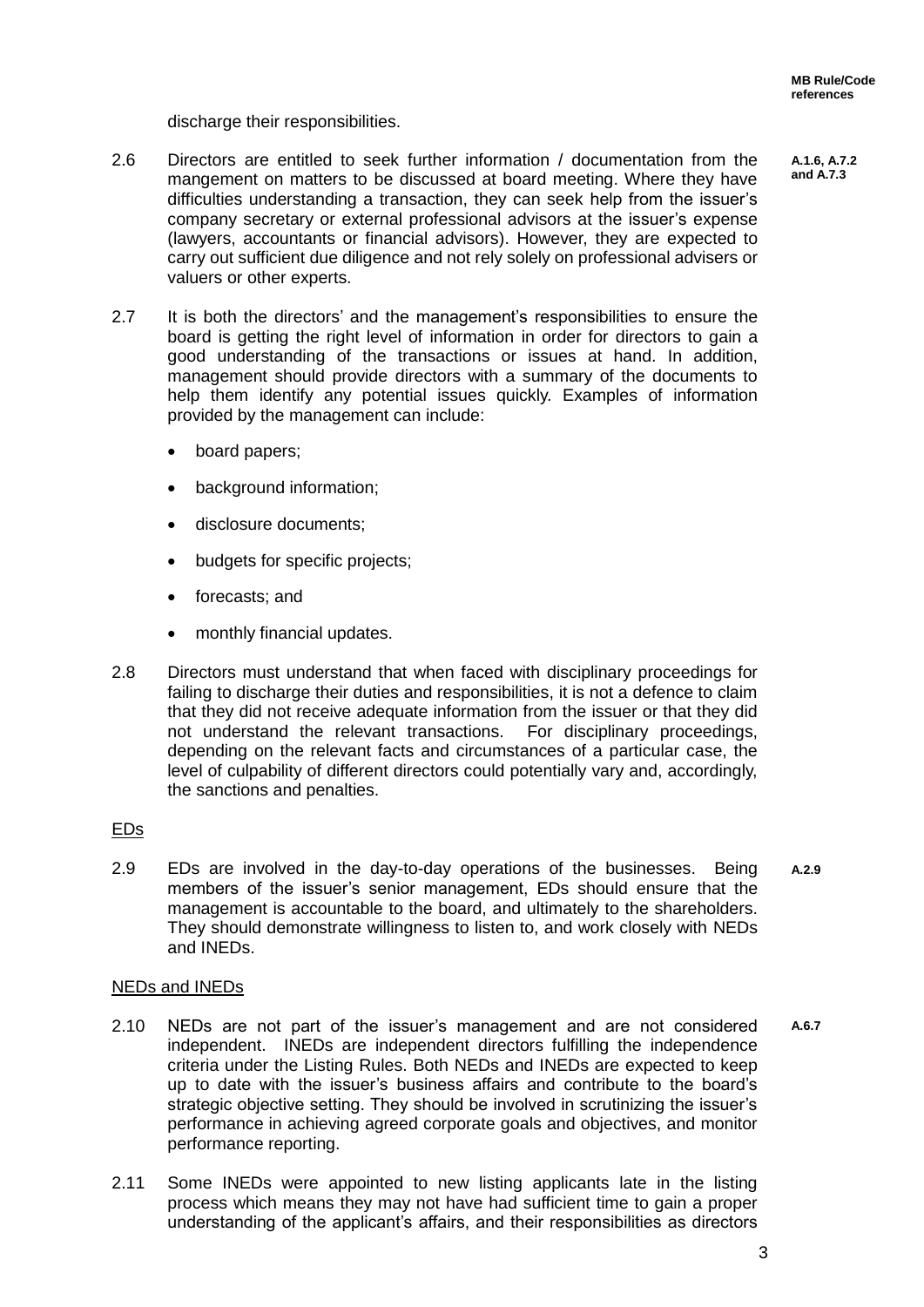discharge their responsibilities.

2.6 Directors are entitled to seek further information / documentation from the mangement on matters to be discussed at board meeting. Where they have difficulties understanding a transaction, they can seek help from the issuer's company secretary or external professional advisors at the issuer's expense (lawyers, accountants or financial advisors). However, they are expected to carry out sufficient due diligence and not rely solely on professional advisers or valuers or other experts. **A.1.6, A.7.2 and A.7.3**

2.7 It is both the directors' and the management's responsibilities to ensure the board is getting the right level of information in order for directors to gain a good understanding of the transactions or issues at hand. In addition, management should provide directors with a summary of the documents to help them identify any potential issues quickly. Examples of information provided by the management can include:

- board papers;
- background information;
- disclosure documents;
- budgets for specific projects;
- forecasts; and
- monthly financial updates.

2.8 Directors must understand that when faced with disciplinary proceedings for failing to discharge their duties and responsibilities, it is not a defence to claim that they did not receive adequate information from the issuer or that they did not understand the relevant transactions. For disciplinary proceedings, depending on the relevant facts and circumstances of a particular case, the level of culpability of different directors could potentially vary and, accordingly, the sanctions and penalties.

EDs

2.9 EDs are involved in the day-to-day operations of the businesses. Being members of the issuer's senior management, EDs should ensure that the management is accountable to the board, and ultimately to the shareholders. They should demonstrate willingness to listen to, and work closely with NEDs and INEDs. **A.2.9**

NEDs and INEDs

2.10 NEDs are not part of the issuer's management and are not considered independent. INEDs are independent directors fulfilling the independence criteria under the Listing Rules. Both NEDs and INEDs are expected to keep up to date with the issuer's business affairs and contribute to the board's strategic objective setting. They should be involved in scrutinizing the issuer's performance in achieving agreed corporate goals and objectives, and monitor performance reporting. **A.6.7**

2.11 Some INEDs were appointed to new listing applicants late in the listing process which means they may not have had sufficient time to gain a proper understanding of the applicant's affairs, and their responsibilities as directors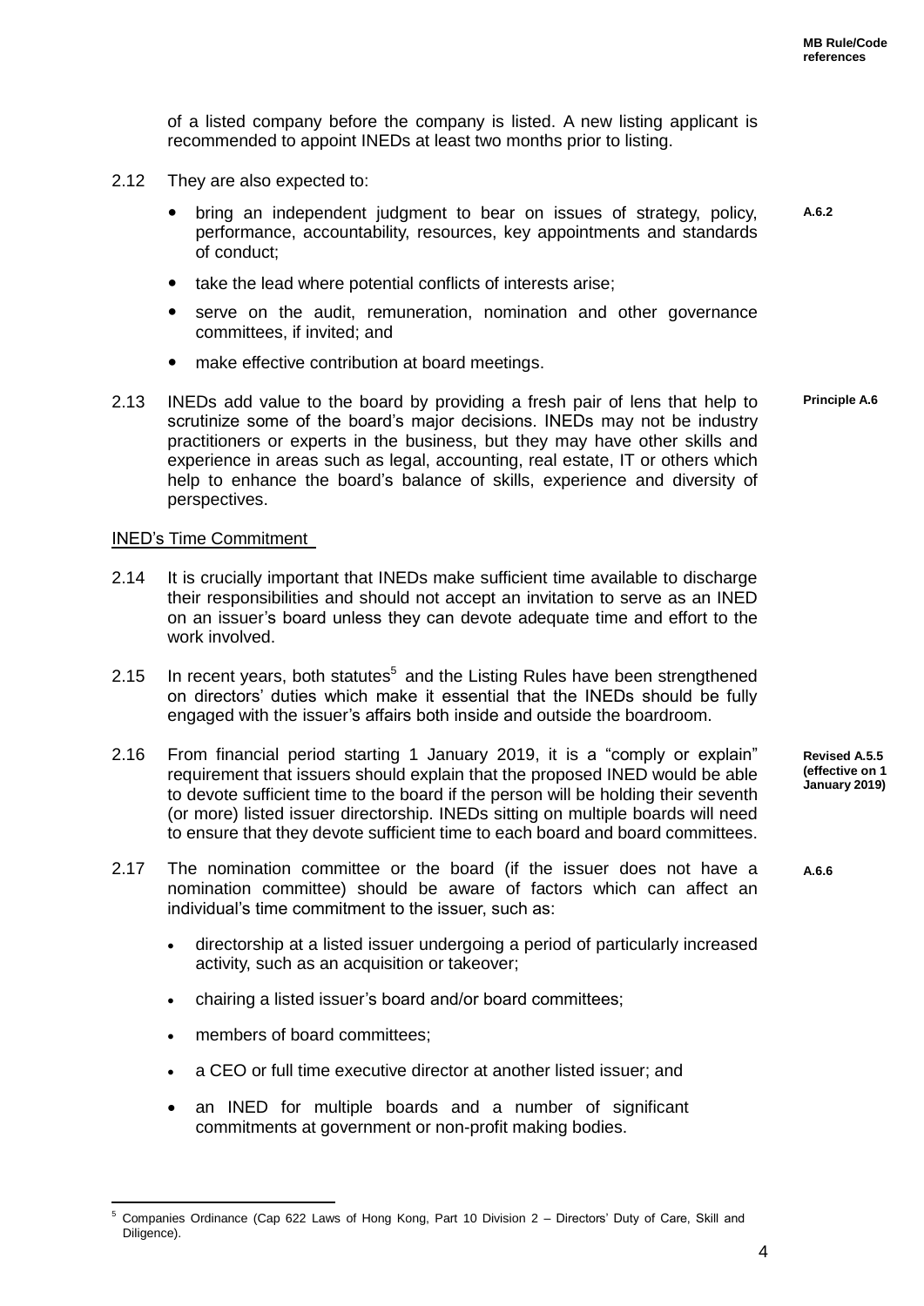of a listed company before the company is listed. A new listing applicant is recommended to appoint INEDs at least two months prior to listing.

2.12 They are also expected to:

- bring an independent judgment to bear on issues of strategy, policy, performance, accountability, resources, key appointments and standards of conduct; **A.6.2**
- take the lead where potential conflicts of interests arise;
- serve on the audit, remuneration, nomination and other governance committees, if invited; and
- make effective contribution at board meetings.

2.13 INEDs add value to the board by providing a fresh pair of lens that help to scrutinize some of the board's major decisions. INEDs may not be industry practitioners or experts in the business, but they may have other skills and experience in areas such as legal, accounting, real estate, IT or others which help to enhance the board's balance of skills, experience and diversity of perspectives. **Principle A.6**

INED's Time Commitment

2.14 It is crucially important that INEDs make sufficient time available to discharge their responsibilities and should not accept an invitation to serve as an INED on an issuer's board unless they can devote adequate time and effort to the work involved.

2.15 In recent years, both statutes[5] and the Listing Rules have been strengthened on directors' duties which make it essential that the INEDs should be fully engaged with the issuer's affairs both inside and outside the boardroom.

2.16 From financial period starting 1 January 2019, it is a "comply or explain" requirement that issuers should explain that the proposed INED would be able to devote sufficient time to the board if the person will be holding their seventh (or more) listed issuer directorship. INEDs sitting on multiple boards will need to ensure that they devote sufficient time to each board and board committees. **Revised A.5.5 (effective on 1 January 2019)**

2.17 The nomination committee or the board (if the issuer does not have a nomination committee) should be aware of factors which can affect an individual's time commitment to the issuer, such as: **A.6.6**

- directorship at a listed issuer undergoing a period of particularly increased activity, such as an acquisition or takeover;
- chairing a listed issuer's board and/or board committees;
- members of board committees;
- a CEO or full time executive director at another listed issuer; and
- an INED for multiple boards and a number of significant commitments at government or non-profit making bodies.

[5] Companies Ordinance (Cap 622 Laws of Hong Kong, Part 10 Division 2 – Directors' Duty of Care, Skill and Diligence).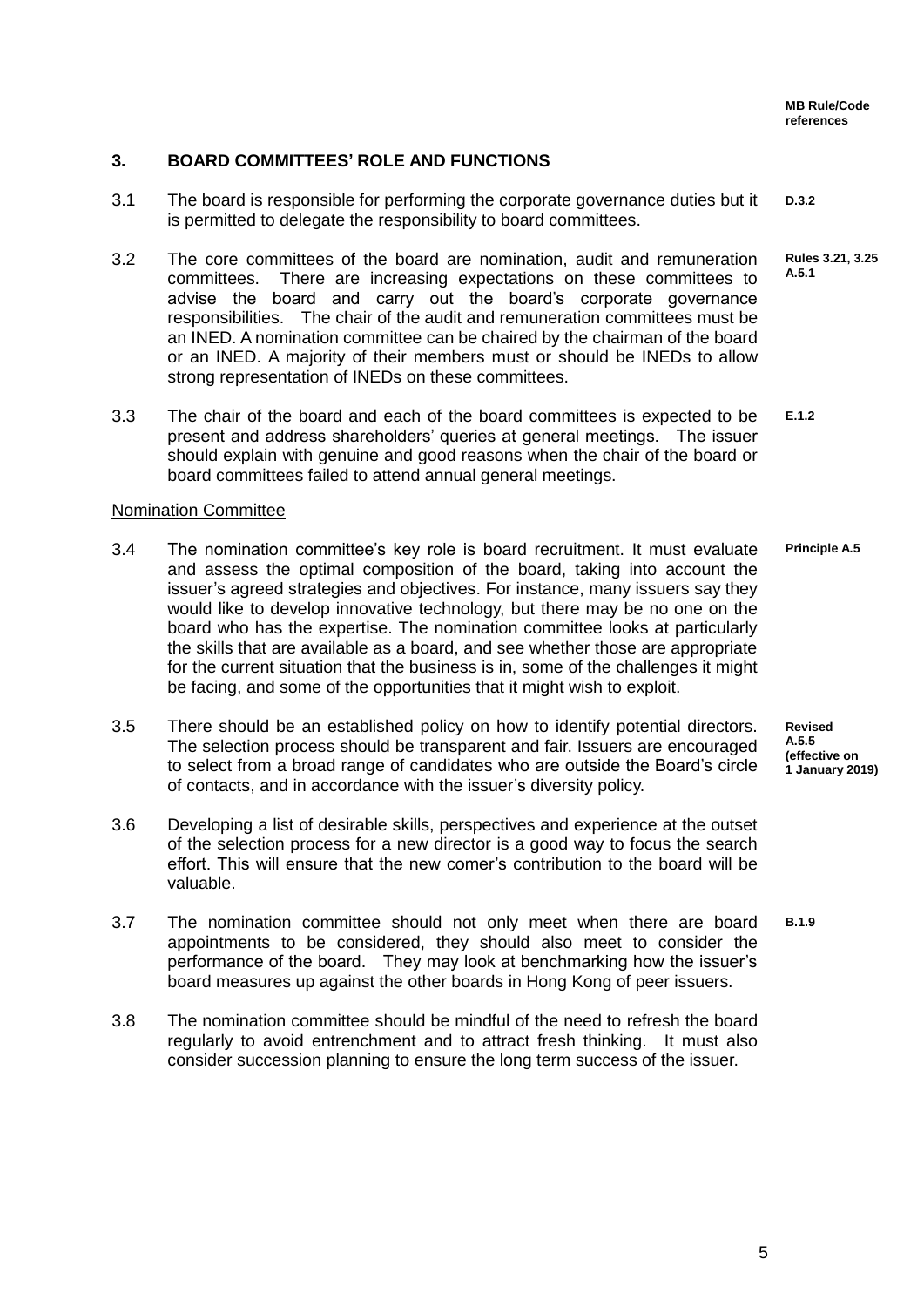**MB Rule/Code references**

## 3. BOARD COMMITTEES' ROLE AND FUNCTIONS

3.1 The board is responsible for performing the corporate governance duties but it is permitted to delegate the responsibility to board committees. **D.3.2**

3.2 The core committees of the board are nomination, audit and remuneration committees. There are increasing expectations on these committees to advise the board and carry out the board's corporate governance responsibilities. The chair of the audit and remuneration committees must be an INED. A nomination committee can be chaired by the chairman of the board or an INED. A majority of their members must or should be INEDs to allow strong representation of INEDs on these committees. **Rules 3.21, 3.25 A.5.1**

3.3 The chair of the board and each of the board committees is expected to be present and address shareholders' queries at general meetings. The issuer should explain with genuine and good reasons when the chair of the board or board committees failed to attend annual general meetings. **E.1.2**

### Nomination Committee

3.4 The nomination committee's key role is board recruitment. It must evaluate and assess the optimal composition of the board, taking into account the issuer's agreed strategies and objectives. For instance, many issuers say they would like to develop innovative technology, but there may be no one on the board who has the expertise. The nomination committee looks at particularly the skills that are available as a board, and see whether those are appropriate for the current situation that the business is in, some of the challenges it might be facing, and some of the opportunities that it might wish to exploit. **Principle A.5**

3.5 There should be an established policy on how to identify potential directors. The selection process should be transparent and fair. Issuers are encouraged to select from a broad range of candidates who are outside the Board's circle of contacts, and in accordance with the issuer's diversity policy. **Revised A.5.5 (effective on 1 January 2019)**

3.6 Developing a list of desirable skills, perspectives and experience at the outset of the selection process for a new director is a good way to focus the search effort. This will ensure that the new comer's contribution to the board will be valuable.

3.7 The nomination committee should not only meet when there are board appointments to be considered, they should also meet to consider the performance of the board. They may look at benchmarking how the issuer's board measures up against the other boards in Hong Kong of peer issuers. **B.1.9**

3.8 The nomination committee should be mindful of the need to refresh the board regularly to avoid entrenchment and to attract fresh thinking. It must also consider succession planning to ensure the long term success of the issuer.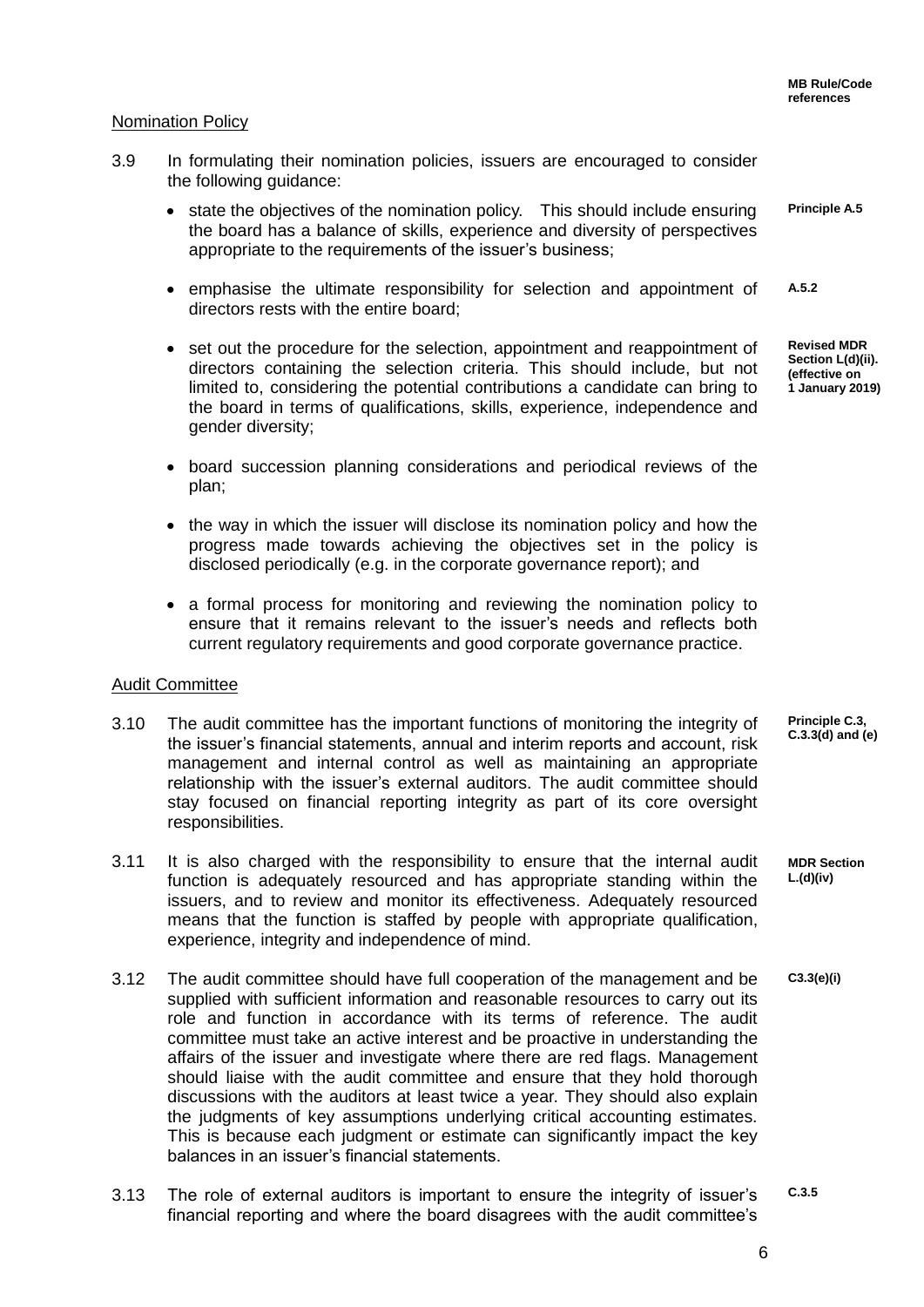## Nomination Policy

3.9 In formulating their nomination policies, issuers are encouraged to consider the following guidance:

- state the objectives of the nomination policy. This should include ensuring the board has a balance of skills, experience and diversity of perspectives appropriate to the requirements of the issuer's business; **Principle A.5**
- emphasise the ultimate responsibility for selection and appointment of directors rests with the entire board; **A.5.2**
- set out the procedure for the selection, appointment and reappointment of directors containing the selection criteria. This should include, but not limited to, considering the potential contributions a candidate can bring to the board in terms of qualifications, skills, experience, independence and gender diversity; **Revised MDR Section L(d)(ii). (effective on 1 January 2019)**
- board succession planning considerations and periodical reviews of the plan;
- the way in which the issuer will disclose its nomination policy and how the progress made towards achieving the objectives set in the policy is disclosed periodically (e.g. in the corporate governance report); and
- a formal process for monitoring and reviewing the nomination policy to ensure that it remains relevant to the issuer's needs and reflects both current regulatory requirements and good corporate governance practice.

## Audit Committee

3.10 The audit committee has the important functions of monitoring the integrity of the issuer's financial statements, annual and interim reports and account, risk management and internal control as well as maintaining an appropriate relationship with the issuer's external auditors. The audit committee should stay focused on financial reporting integrity as part of its core oversight responsibilities. **Principle C.3, C.3.3(d) and (e)**

3.11 It is also charged with the responsibility to ensure that the internal audit function is adequately resourced and has appropriate standing within the issuers, and to review and monitor its effectiveness. Adequately resourced means that the function is staffed by people with appropriate qualification, experience, integrity and independence of mind. **MDR Section L.(d)(iv)**

3.12 The audit committee should have full cooperation of the management and be supplied with sufficient information and reasonable resources to carry out its role and function in accordance with its terms of reference. The audit committee must take an active interest and be proactive in understanding the affairs of the issuer and investigate where there are red flags. Management should liaise with the audit committee and ensure that they hold thorough discussions with the auditors at least twice a year. They should also explain the judgments of key assumptions underlying critical accounting estimates. This is because each judgment or estimate can significantly impact the key balances in an issuer's financial statements. **C3.3(e)(i)**

3.13 The role of external auditors is important to ensure the integrity of issuer's financial reporting and where the board disagrees with the audit committee's **C.3.5**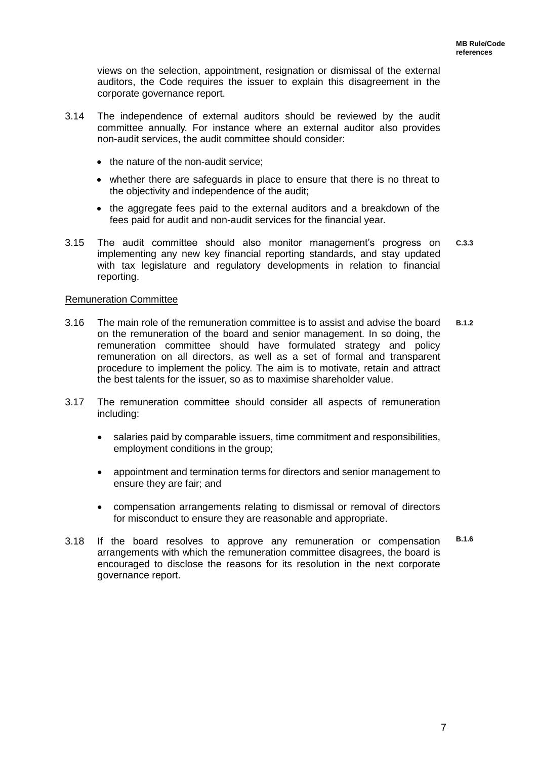views on the selection, appointment, resignation or dismissal of the external auditors, the Code requires the issuer to explain this disagreement in the corporate governance report.

3.14 The independence of external auditors should be reviewed by the audit committee annually. For instance where an external auditor also provides non-audit services, the audit committee should consider:

- the nature of the non-audit service;
- whether there are safeguards in place to ensure that there is no threat to the objectivity and independence of the audit;
- the aggregate fees paid to the external auditors and a breakdown of the fees paid for audit and non-audit services for the financial year.

3.15 The audit committee should also monitor management's progress on implementing any new key financial reporting standards, and stay updated with tax legislature and regulatory developments in relation to financial reporting. **C.3.3**

Remuneration Committee

3.16 The main role of the remuneration committee is to assist and advise the board on the remuneration of the board and senior management. In so doing, the remuneration committee should have formulated strategy and policy remuneration on all directors, as well as a set of formal and transparent procedure to implement the policy. The aim is to motivate, retain and attract the best talents for the issuer, so as to maximise shareholder value. **B.1.2**

3.17 The remuneration committee should consider all aspects of remuneration including:

- salaries paid by comparable issuers, time commitment and responsibilities, employment conditions in the group;
- appointment and termination terms for directors and senior management to ensure they are fair; and
- compensation arrangements relating to dismissal or removal of directors for misconduct to ensure they are reasonable and appropriate.

3.18 If the board resolves to approve any remuneration or compensation arrangements with which the remuneration committee disagrees, the board is encouraged to disclose the reasons for its resolution in the next corporate governance report. **B.1.6**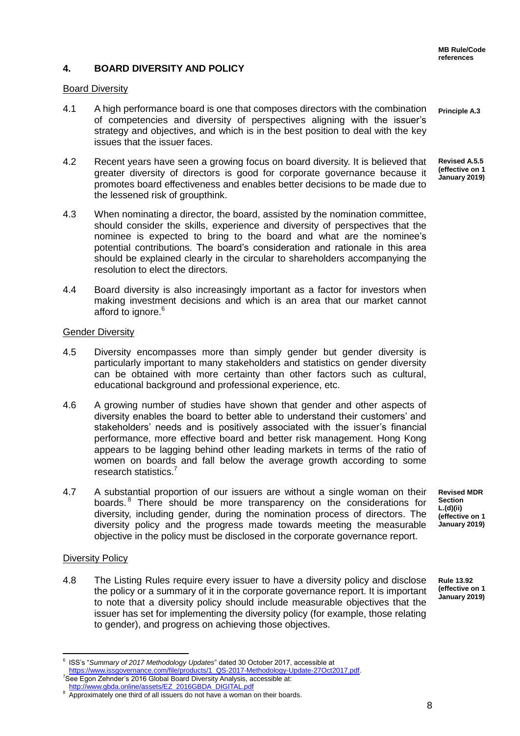## 4. BOARD DIVERSITY AND POLICY

**MB Rule/Code references**

### Board Diversity

4.1 A high performance board is one that composes directors with the combination of competencies and diversity of perspectives aligning with the issuer's strategy and objectives, and which is in the best position to deal with the key issues that the issuer faces. **Principle A.3**

4.2 Recent years have seen a growing focus on board diversity. It is believed that greater diversity of directors is good for corporate governance because it promotes board effectiveness and enables better decisions to be made due to the lessened risk of groupthink. **Revised A.5.5 (effective on 1 January 2019)**

4.3 When nominating a director, the board, assisted by the nomination committee, should consider the skills, experience and diversity of perspectives that the nominee is expected to bring to the board and what are the nominee's potential contributions. The board's consideration and rationale in this area should be explained clearly in the circular to shareholders accompanying the resolution to elect the directors.

4.4 Board diversity is also increasingly important as a factor for investors when making investment decisions and which is an area that our market cannot afford to ignore.[6]

### Gender Diversity

4.5 Diversity encompasses more than simply gender but gender diversity is particularly important to many stakeholders and statistics on gender diversity can be obtained with more certainty than other factors such as cultural, educational background and professional experience, etc.

4.6 A growing number of studies have shown that gender and other aspects of diversity enables the board to better able to understand their customers' and stakeholders' needs and is positively associated with the issuer's financial performance, more effective board and better risk management. Hong Kong appears to be lagging behind other leading markets in terms of the ratio of women on boards and fall below the average growth according to some research statistics.[7]

4.7 A substantial proportion of our issuers are without a single woman on their boards.[8] There should be more transparency on the considerations for diversity, including gender, during the nomination process of directors. The diversity policy and the progress made towards meeting the measurable objective in the policy must be disclosed in the corporate governance report. **Revised MDR Section L.(d)(ii) (effective on 1 January 2019)**

### Diversity Policy

4.8 The Listing Rules require every issuer to have a diversity policy and disclose the policy or a summary of it in the corporate governance report. It is important to note that a diversity policy should include measurable objectives that the issuer has set for implementing the diversity policy (for example, those relating to gender), and progress on achieving those objectives. **Rule 13.92 (effective on 1 January 2019)**

---

[6] ISS's "*Summary of 2017 Methodology Updates*" dated 30 October 2017, accessible at https://www.issgovernance.com/file/products/1_QS-2017-Methodology-Update-27Oct2017.pdf.

[7] See Egon Zehnder's 2016 Global Board Diversity Analysis, accessible at: http://www.gbda.online/assets/EZ_2016GBDA_DIGITAL.pdf

[8] Approximately one third of all issuers do not have a woman on their boards.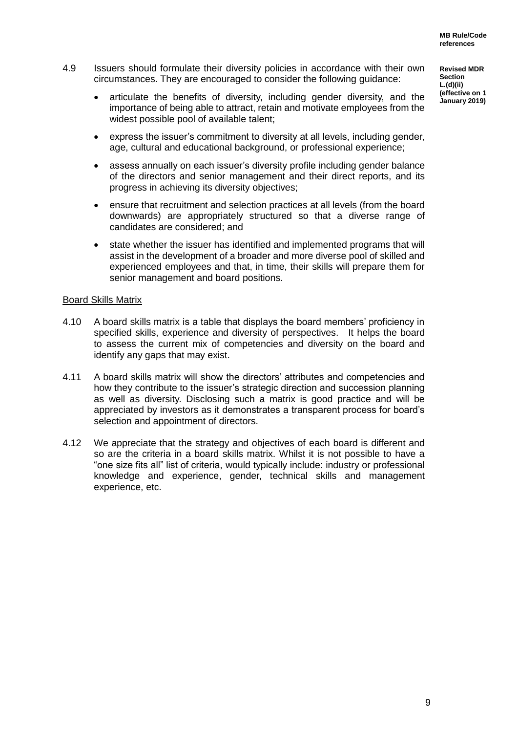**MB Rule/Code references**

4.9 Issuers should formulate their diversity policies in accordance with their own circumstances. They are encouraged to consider the following guidance:

**Revised MDR Section L.(d)(ii) (effective on 1 January 2019)**

- articulate the benefits of diversity, including gender diversity, and the importance of being able to attract, retain and motivate employees from the widest possible pool of available talent;
- express the issuer's commitment to diversity at all levels, including gender, age, cultural and educational background, or professional experience;
- assess annually on each issuer's diversity profile including gender balance of the directors and senior management and their direct reports, and its progress in achieving its diversity objectives;
- ensure that recruitment and selection practices at all levels (from the board downwards) are appropriately structured so that a diverse range of candidates are considered; and
- state whether the issuer has identified and implemented programs that will assist in the development of a broader and more diverse pool of skilled and experienced employees and that, in time, their skills will prepare them for senior management and board positions.

<u>Board Skills Matrix</u>

4.10 A board skills matrix is a table that displays the board members' proficiency in specified skills, experience and diversity of perspectives. It helps the board to assess the current mix of competencies and diversity on the board and identify any gaps that may exist.

4.11 A board skills matrix will show the directors' attributes and competencies and how they contribute to the issuer's strategic direction and succession planning as well as diversity. Disclosing such a matrix is good practice and will be appreciated by investors as it demonstrates a transparent process for board's selection and appointment of directors.

4.12 We appreciate that the strategy and objectives of each board is different and so are the criteria in a board skills matrix. Whilst it is not possible to have a "one size fits all" list of criteria, would typically include: industry or professional knowledge and experience, gender, technical skills and management experience, etc.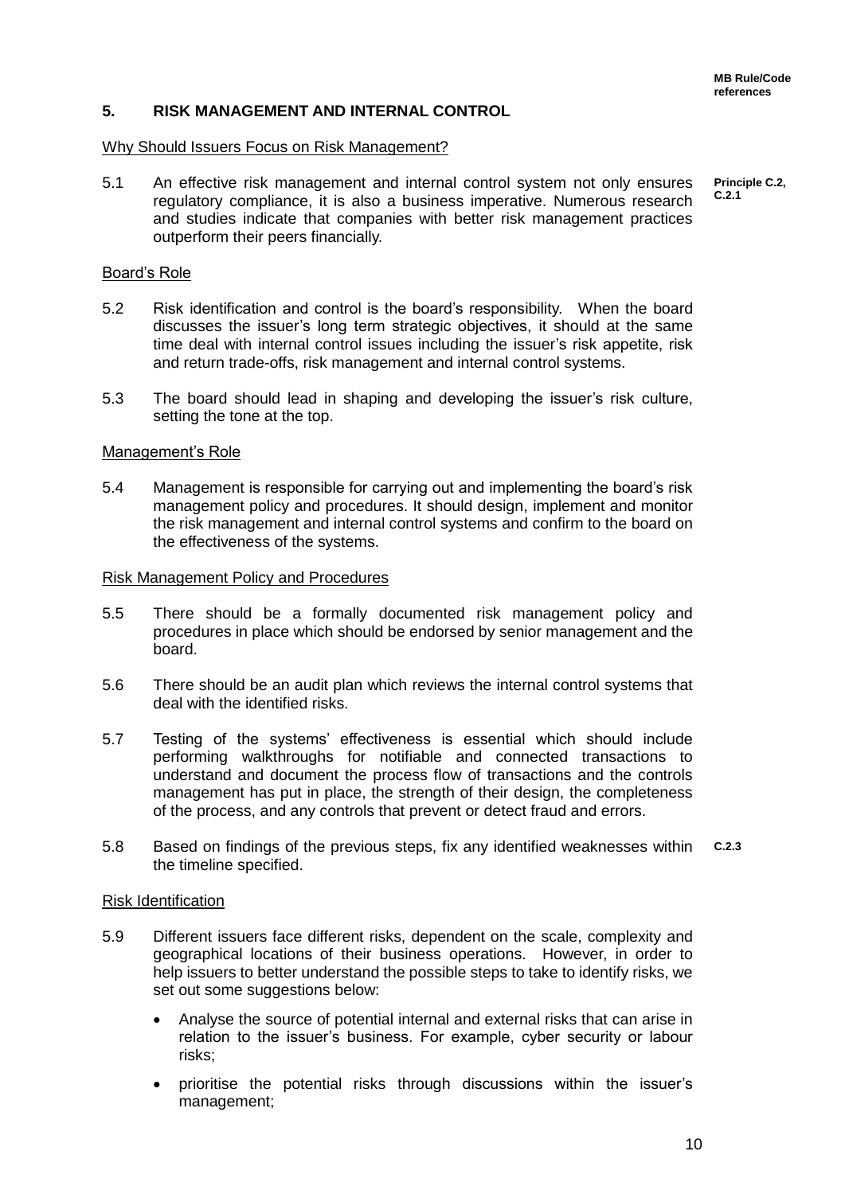**MB Rule/Code references**

## 5. RISK MANAGEMENT AND INTERNAL CONTROL

Why Should Issuers Focus on Risk Management?

5.1 An effective risk management and internal control system not only ensures regulatory compliance, it is also a business imperative. Numerous research and studies indicate that companies with better risk management practices outperform their peers financially. **Principle C.2, C.2.1**

Board's Role

5.2 Risk identification and control is the board's responsibility. When the board discusses the issuer's long term strategic objectives, it should at the same time deal with internal control issues including the issuer's risk appetite, risk and return trade-offs, risk management and internal control systems.

5.3 The board should lead in shaping and developing the issuer's risk culture, setting the tone at the top.

Management's Role

5.4 Management is responsible for carrying out and implementing the board's risk management policy and procedures. It should design, implement and monitor the risk management and internal control systems and confirm to the board on the effectiveness of the systems.

Risk Management Policy and Procedures

5.5 There should be a formally documented risk management policy and procedures in place which should be endorsed by senior management and the board.

5.6 There should be an audit plan which reviews the internal control systems that deal with the identified risks.

5.7 Testing of the systems' effectiveness is essential which should include performing walkthroughs for notifiable and connected transactions to understand and document the process flow of transactions and the controls management has put in place, the strength of their design, the completeness of the process, and any controls that prevent or detect fraud and errors.

5.8 Based on findings of the previous steps, fix any identified weaknesses within the timeline specified. **C.2.3**

Risk Identification

5.9 Different issuers face different risks, dependent on the scale, complexity and geographical locations of their business operations. However, in order to help issuers to better understand the possible steps to take to identify risks, we set out some suggestions below:

- Analyse the source of potential internal and external risks that can arise in relation to the issuer's business. For example, cyber security or labour risks;
- prioritise the potential risks through discussions within the issuer's management;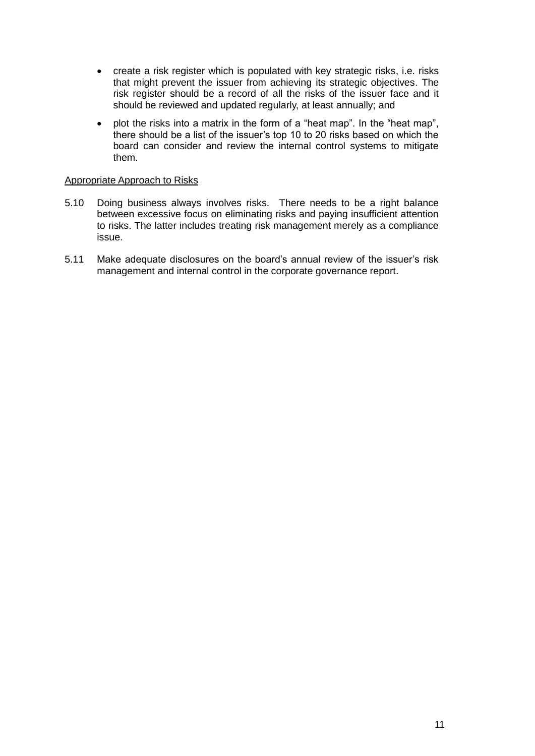- create a risk register which is populated with key strategic risks, i.e. risks that might prevent the issuer from achieving its strategic objectives. The risk register should be a record of all the risks of the issuer face and it should be reviewed and updated regularly, at least annually; and

- plot the risks into a matrix in the form of a "heat map". In the "heat map", there should be a list of the issuer's top 10 to 20 risks based on which the board can consider and review the internal control systems to mitigate them.

<u>Appropriate Approach to Risks</u>

5.10 Doing business always involves risks. There needs to be a right balance between excessive focus on eliminating risks and paying insufficient attention to risks. The latter includes treating risk management merely as a compliance issue.

5.11 Make adequate disclosures on the board's annual review of the issuer's risk management and internal control in the corporate governance report.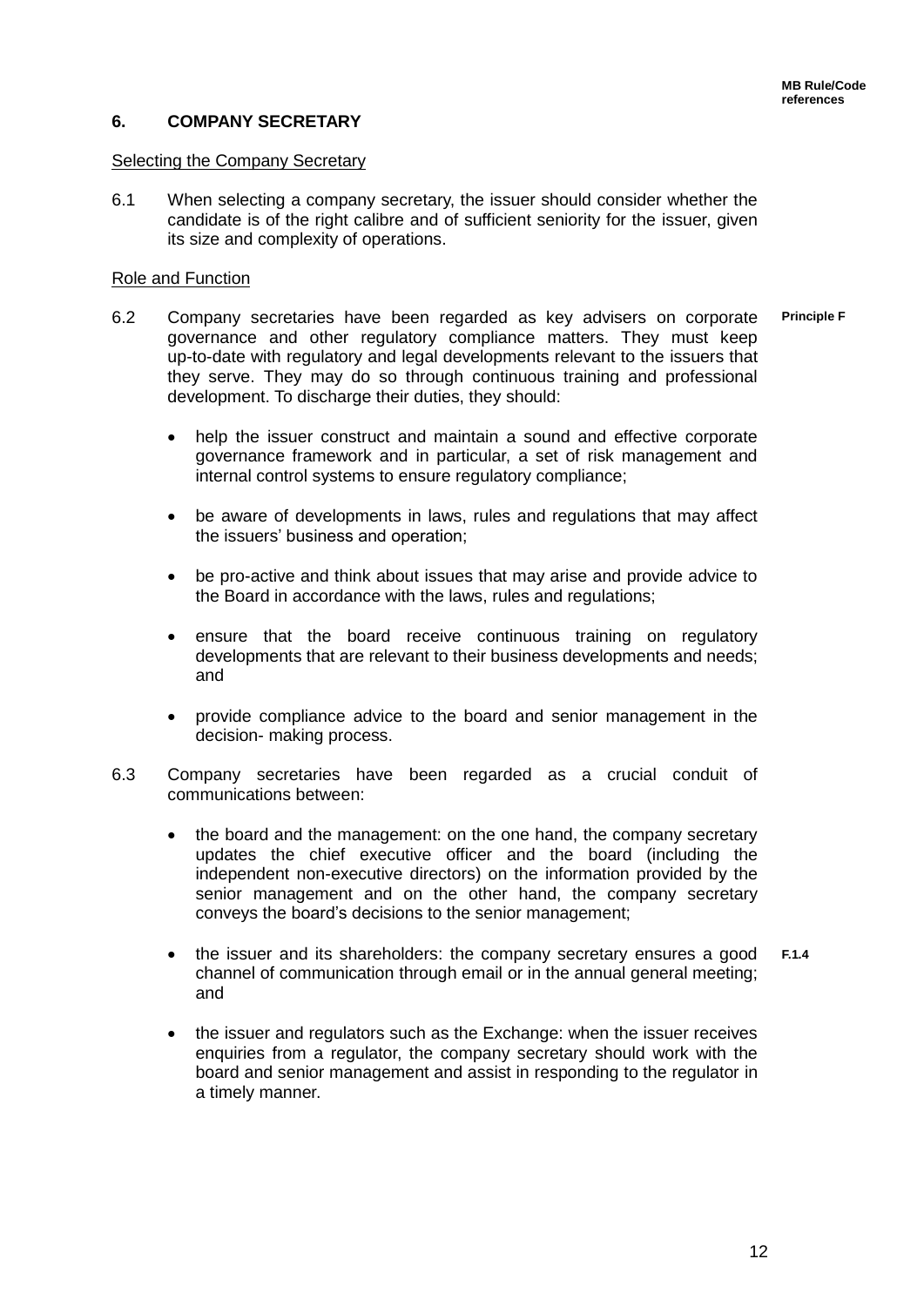**MB Rule/Code references**

## 6. COMPANY SECRETARY

Selecting the Company Secretary

6.1 When selecting a company secretary, the issuer should consider whether the candidate is of the right calibre and of sufficient seniority for the issuer, given its size and complexity of operations.

Role and Function

6.2 Company secretaries have been regarded as key advisers on corporate governance and other regulatory compliance matters. They must keep up-to-date with regulatory and legal developments relevant to the issuers that they serve. They may do so through continuous training and professional development. To discharge their duties, they should: **Principle F**

- help the issuer construct and maintain a sound and effective corporate governance framework and in particular, a set of risk management and internal control systems to ensure regulatory compliance;
- be aware of developments in laws, rules and regulations that may affect the issuers' business and operation;
- be pro-active and think about issues that may arise and provide advice to the Board in accordance with the laws, rules and regulations;
- ensure that the board receive continuous training on regulatory developments that are relevant to their business developments and needs; and
- provide compliance advice to the board and senior management in the decision- making process.

6.3 Company secretaries have been regarded as a crucial conduit of communications between:

- the board and the management: on the one hand, the company secretary updates the chief executive officer and the board (including the independent non-executive directors) on the information provided by the senior management and on the other hand, the company secretary conveys the board's decisions to the senior management;
- the issuer and its shareholders: the company secretary ensures a good channel of communication through email or in the annual general meeting; and **F.1.4**
- the issuer and regulators such as the Exchange: when the issuer receives enquiries from a regulator, the company secretary should work with the board and senior management and assist in responding to the regulator in a timely manner.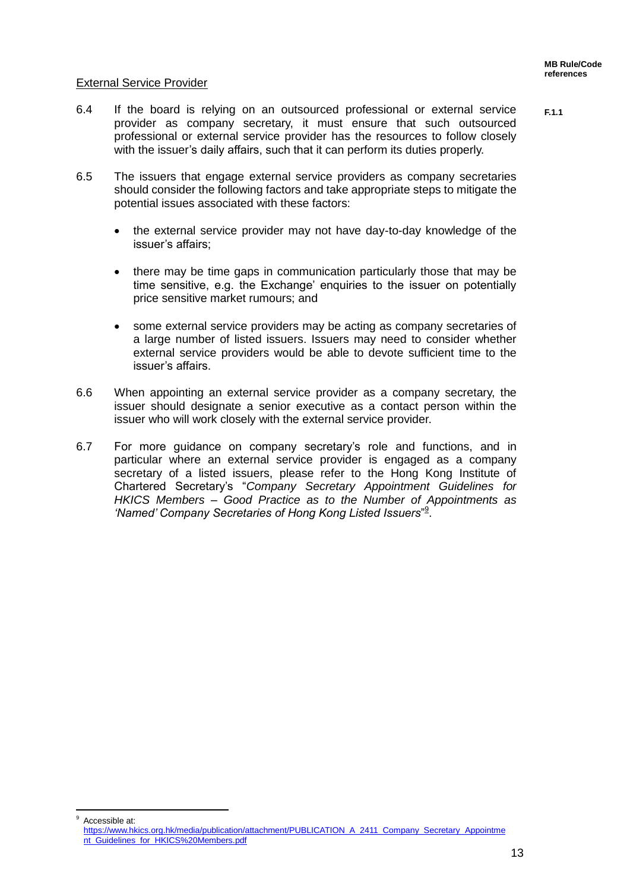**MB Rule/Code references**

<u>External Service Provider</u>

6.4 If the board is relying on an outsourced professional or external service provider as company secretary, it must ensure that such outsourced professional or external service provider has the resources to follow closely with the issuer's daily affairs, such that it can perform its duties properly. **F.1.1**

6.5 The issuers that engage external service providers as company secretaries should consider the following factors and take appropriate steps to mitigate the potential issues associated with these factors:

- the external service provider may not have day-to-day knowledge of the issuer's affairs;
- there may be time gaps in communication particularly those that may be time sensitive, e.g. the Exchange' enquiries to the issuer on potentially price sensitive market rumours; and
- some external service providers may be acting as company secretaries of a large number of listed issuers. Issuers may need to consider whether external service providers would be able to devote sufficient time to the issuer's affairs.

6.6 When appointing an external service provider as a company secretary, the issuer should designate a senior executive as a contact person within the issuer who will work closely with the external service provider.

6.7 For more guidance on company secretary's role and functions, and in particular where an external service provider is engaged as a company secretary of a listed issuers, please refer to the Hong Kong Institute of Chartered Secretary's "*Company Secretary Appointment Guidelines for HKICS Members – Good Practice as to the Number of Appointments as 'Named' Company Secretaries of Hong Kong Listed Issuers*"[9].

---

[9] Accessible at: https://www.hkics.org.hk/media/publication/attachment/PUBLICATION_A_2411_Company_Secretary_Appointment_Guidelines_for_HKICS%20Members.pdf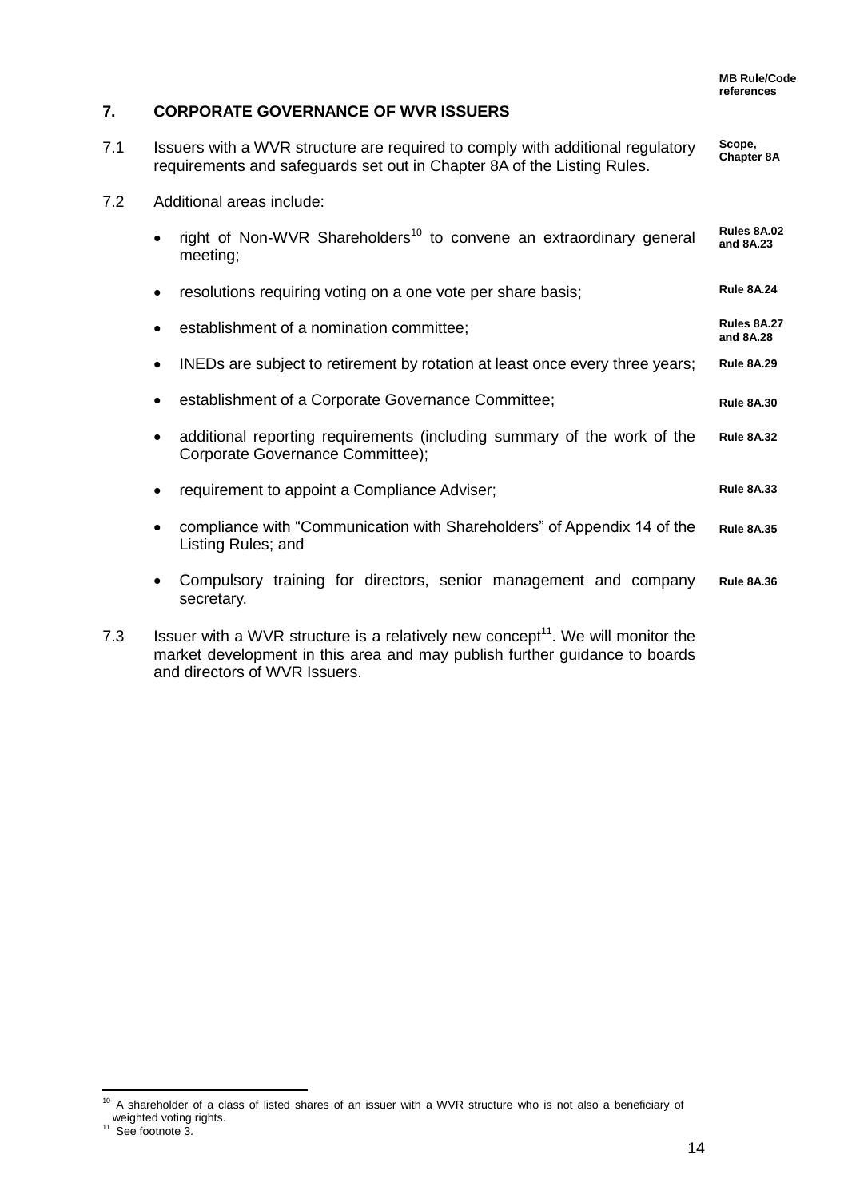## 7. CORPORATE GOVERNANCE OF WVR ISSUERS

**MB Rule/Code references**

7.1 Issuers with a WVR structure are required to comply with additional regulatory requirements and safeguards set out in Chapter 8A of the Listing Rules. — **Scope, Chapter 8A**

7.2 Additional areas include:

- right of Non-WVR Shareholders[10] to convene an extraordinary general meeting; — **Rules 8A.02 and 8A.23**
- resolutions requiring voting on a one vote per share basis; — **Rule 8A.24**
- establishment of a nomination committee; — **Rules 8A.27 and 8A.28**
- INEDs are subject to retirement by rotation at least once every three years; — **Rule 8A.29**
- establishment of a Corporate Governance Committee; — **Rule 8A.30**
- additional reporting requirements (including summary of the work of the Corporate Governance Committee); — **Rule 8A.32**
- requirement to appoint a Compliance Adviser; — **Rule 8A.33**
- compliance with “Communication with Shareholders” of Appendix 14 of the Listing Rules; and — **Rule 8A.35**
- Compulsory training for directors, senior management and company secretary. — **Rule 8A.36**

7.3 Issuer with a WVR structure is a relatively new concept[11]. We will monitor the market development in this area and may publish further guidance to boards and directors of WVR Issuers.

---

[10] A shareholder of a class of listed shares of an issuer with a WVR structure who is not also a beneficiary of weighted voting rights.

[11] See footnote 3.